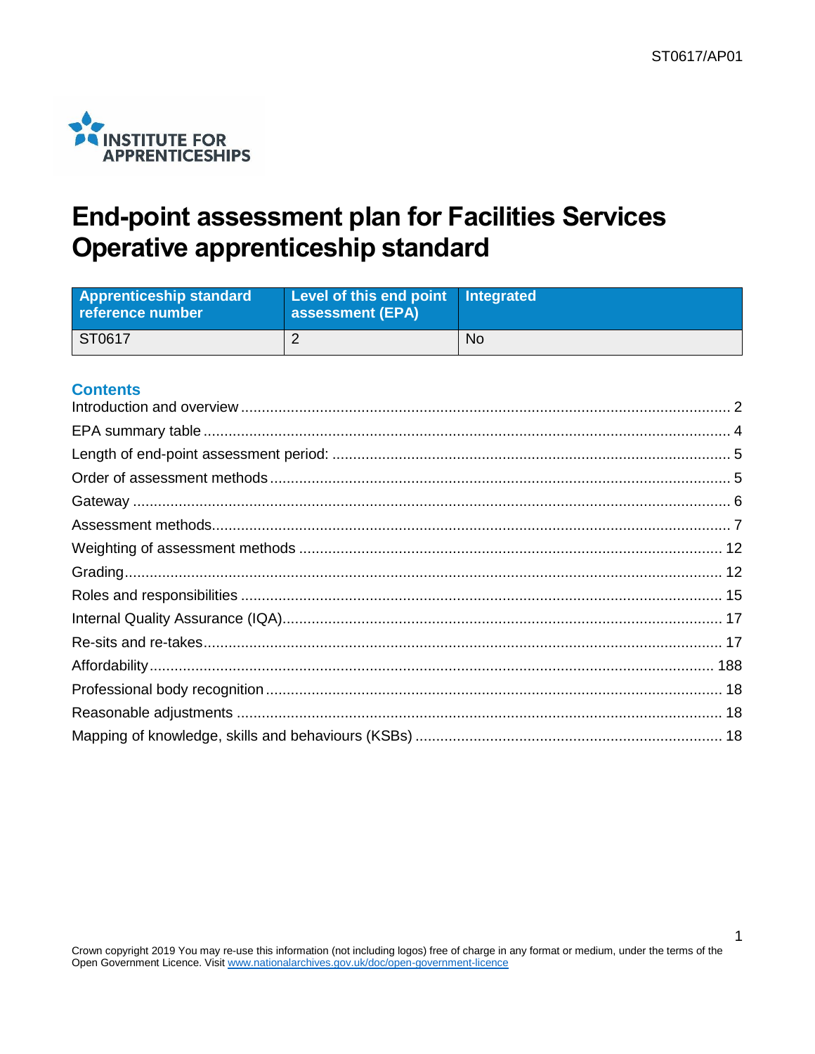ST0617/AP01

# End-point assessment plan for Facilities Services Operative apprenticeship standard

| Apprenticeship standard reference number | Level of this end point assessment (EPA) | Integrated |
|---|---|---|
| ST0617 | 2 | No |

## Contents

- Introduction and overview ... 2
- EPA summary table ... 4
- Length of end-point assessment period: ... 5
- Order of assessment methods ... 5
- Gateway ... 6
- Assessment methods ... 7
- Weighting of assessment methods ... 12
- Grading ... 12
- Roles and responsibilities ... 15
- Internal Quality Assurance (IQA) ... 17
- Re-sits and re-takes ... 17
- Affordability ... 188
- Professional body recognition ... 18
- Reasonable adjustments ... 18
- Mapping of knowledge, skills and behaviours (KSBs) ... 18

Crown copyright 2019 You may re-use this information (not including logos) free of charge in any format or medium, under the terms of the Open Government Licence. Visit www.nationalarchives.gov.uk/doc/open-government-licence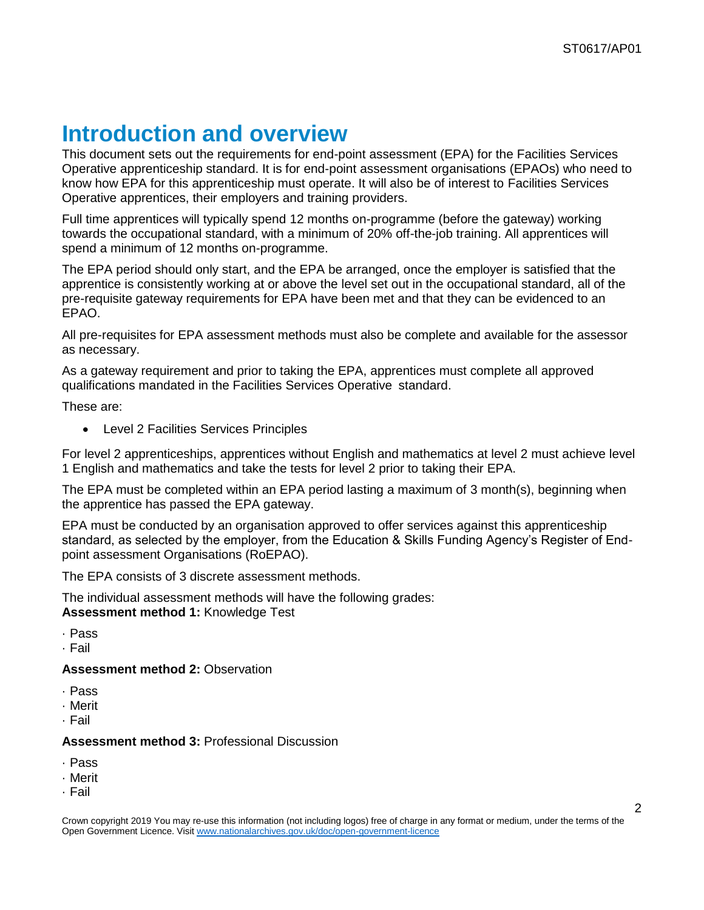# Introduction and overview

This document sets out the requirements for end-point assessment (EPA) for the Facilities Services Operative apprenticeship standard. It is for end-point assessment organisations (EPAOs) who need to know how EPA for this apprenticeship must operate. It will also be of interest to Facilities Services Operative apprentices, their employers and training providers.

Full time apprentices will typically spend 12 months on-programme (before the gateway) working towards the occupational standard, with a minimum of 20% off-the-job training. All apprentices will spend a minimum of 12 months on-programme.

The EPA period should only start, and the EPA be arranged, once the employer is satisfied that the apprentice is consistently working at or above the level set out in the occupational standard, all of the pre-requisite gateway requirements for EPA have been met and that they can be evidenced to an EPAO.

All pre-requisites for EPA assessment methods must also be complete and available for the assessor as necessary.

As a gateway requirement and prior to taking the EPA, apprentices must complete all approved qualifications mandated in the Facilities Services Operative standard.

These are:

- Level 2 Facilities Services Principles

For level 2 apprenticeships, apprentices without English and mathematics at level 2 must achieve level 1 English and mathematics and take the tests for level 2 prior to taking their EPA.

The EPA must be completed within an EPA period lasting a maximum of 3 month(s), beginning when the apprentice has passed the EPA gateway.

EPA must be conducted by an organisation approved to offer services against this apprenticeship standard, as selected by the employer, from the Education & Skills Funding Agency's Register of End-point assessment Organisations (RoEPAO).

The EPA consists of 3 discrete assessment methods.

The individual assessment methods will have the following grades:
**Assessment method 1:** Knowledge Test

- Pass
- Fail

**Assessment method 2:** Observation

- Pass
- Merit
- Fail

**Assessment method 3:** Professional Discussion

- Pass
- Merit
- Fail

Crown copyright 2019 You may re-use this information (not including logos) free of charge in any format or medium, under the terms of the Open Government Licence. Visit www.nationalarchives.gov.uk/doc/open-government-licence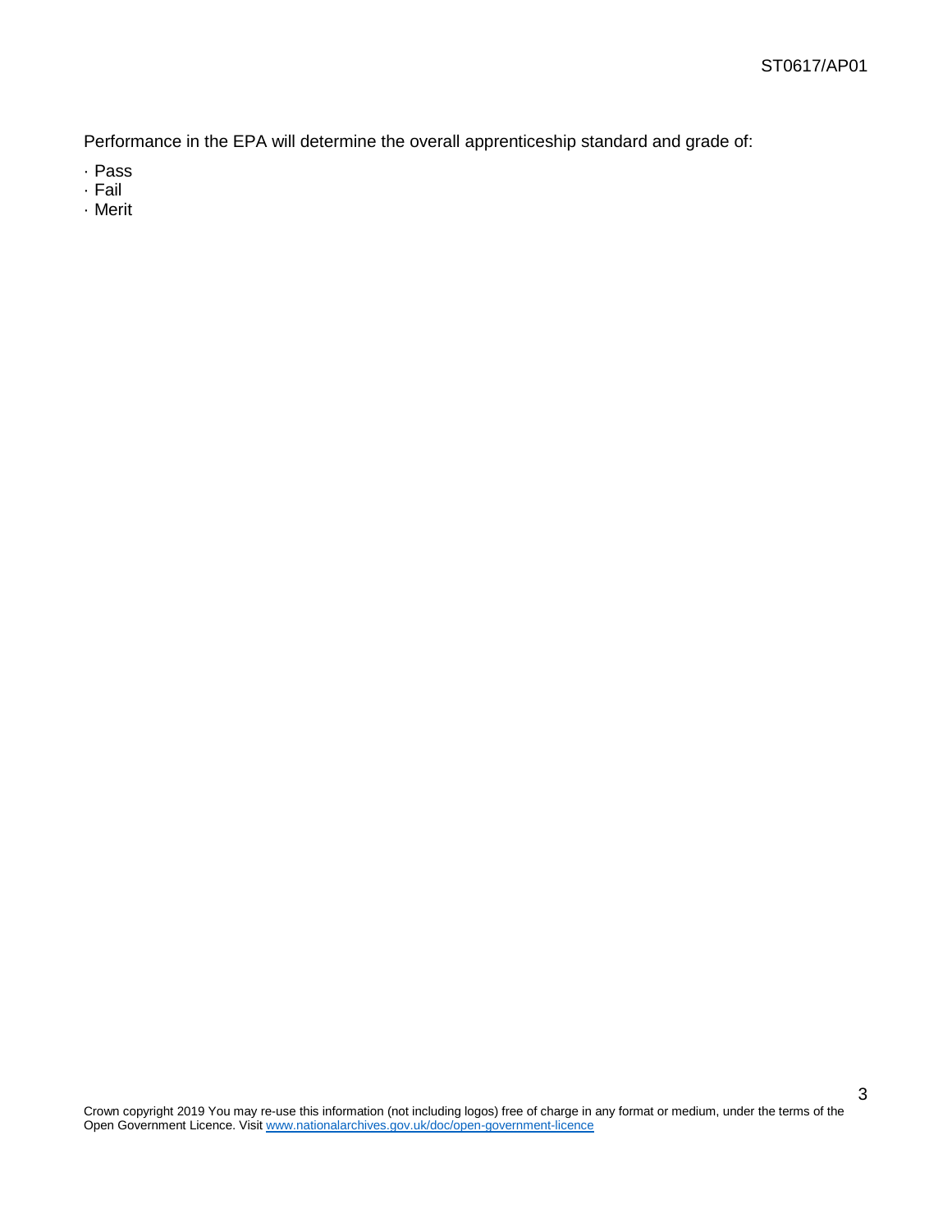Performance in the EPA will determine the overall apprenticeship standard and grade of:

- Pass
- Fail
- Merit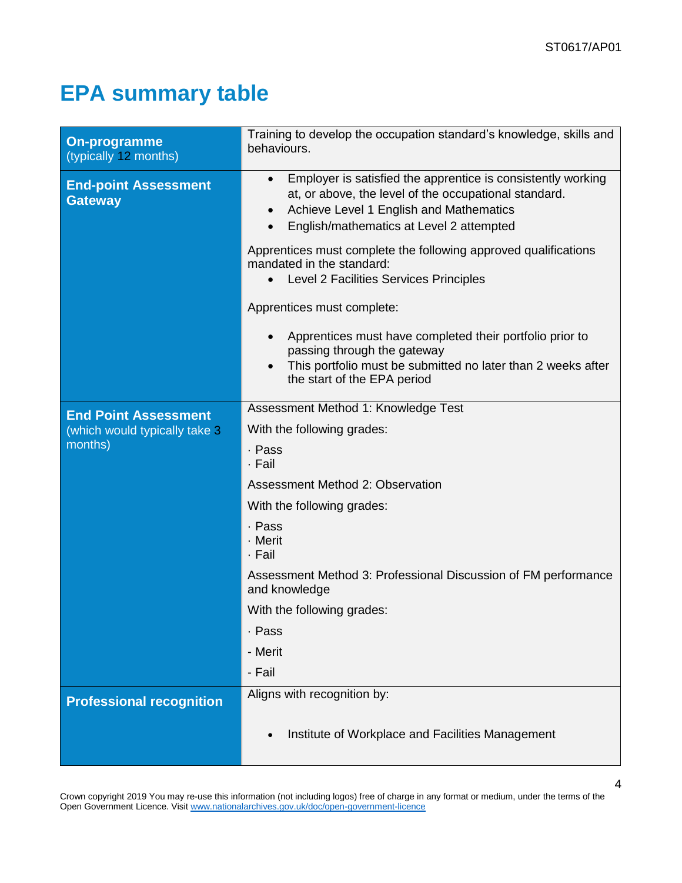# EPA summary table

| | |
|---|---|
| **On-programme** (typically 12 months) | Training to develop the occupation standard's knowledge, skills and behaviours. |
| **End-point Assessment Gateway** | • Employer is satisfied the apprentice is consistently working at, or above, the level of the occupational standard.<br>• Achieve Level 1 English and Mathematics<br>• English/mathematics at Level 2 attempted<br><br>Apprentices must complete the following approved qualifications mandated in the standard:<br>• Level 2 Facilities Services Principles<br><br>Apprentices must complete:<br>• Apprentices must have completed their portfolio prior to passing through the gateway<br>• This portfolio must be submitted no later than 2 weeks after the start of the EPA period |
| **End Point Assessment** (which would typically take 3 months) | Assessment Method 1: Knowledge Test<br>With the following grades:<br>· Pass<br>· Fail<br>Assessment Method 2: Observation<br>With the following grades:<br>· Pass<br>· Merit<br>· Fail<br>Assessment Method 3: Professional Discussion of FM performance and knowledge<br>With the following grades:<br>· Pass<br>- Merit<br>- Fail |
| **Professional recognition** | Aligns with recognition by:<br>• Institute of Workplace and Facilities Management |

Crown copyright 2019 You may re-use this information (not including logos) free of charge in any format or medium, under the terms of the Open Government Licence. Visit www.nationalarchives.gov.uk/doc/open-government-licence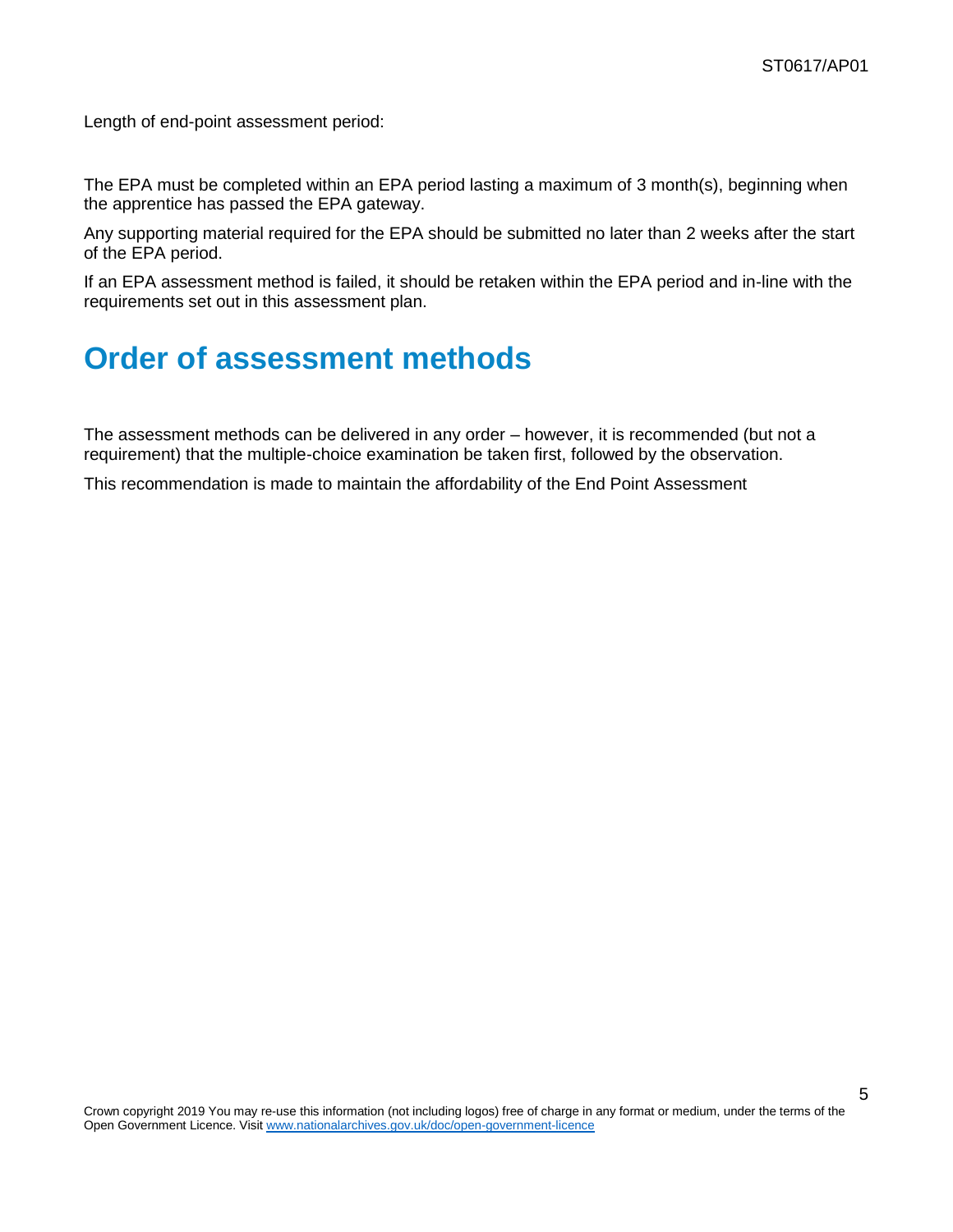Length of end-point assessment period:

The EPA must be completed within an EPA period lasting a maximum of 3 month(s), beginning when the apprentice has passed the EPA gateway.

Any supporting material required for the EPA should be submitted no later than 2 weeks after the start of the EPA period.

If an EPA assessment method is failed, it should be retaken within the EPA period and in-line with the requirements set out in this assessment plan.

# Order of assessment methods

The assessment methods can be delivered in any order – however, it is recommended (but not a requirement) that the multiple-choice examination be taken first, followed by the observation.

This recommendation is made to maintain the affordability of the End Point Assessment

Crown copyright 2019 You may re-use this information (not including logos) free of charge in any format or medium, under the terms of the Open Government Licence. Visit www.nationalarchives.gov.uk/doc/open-government-licence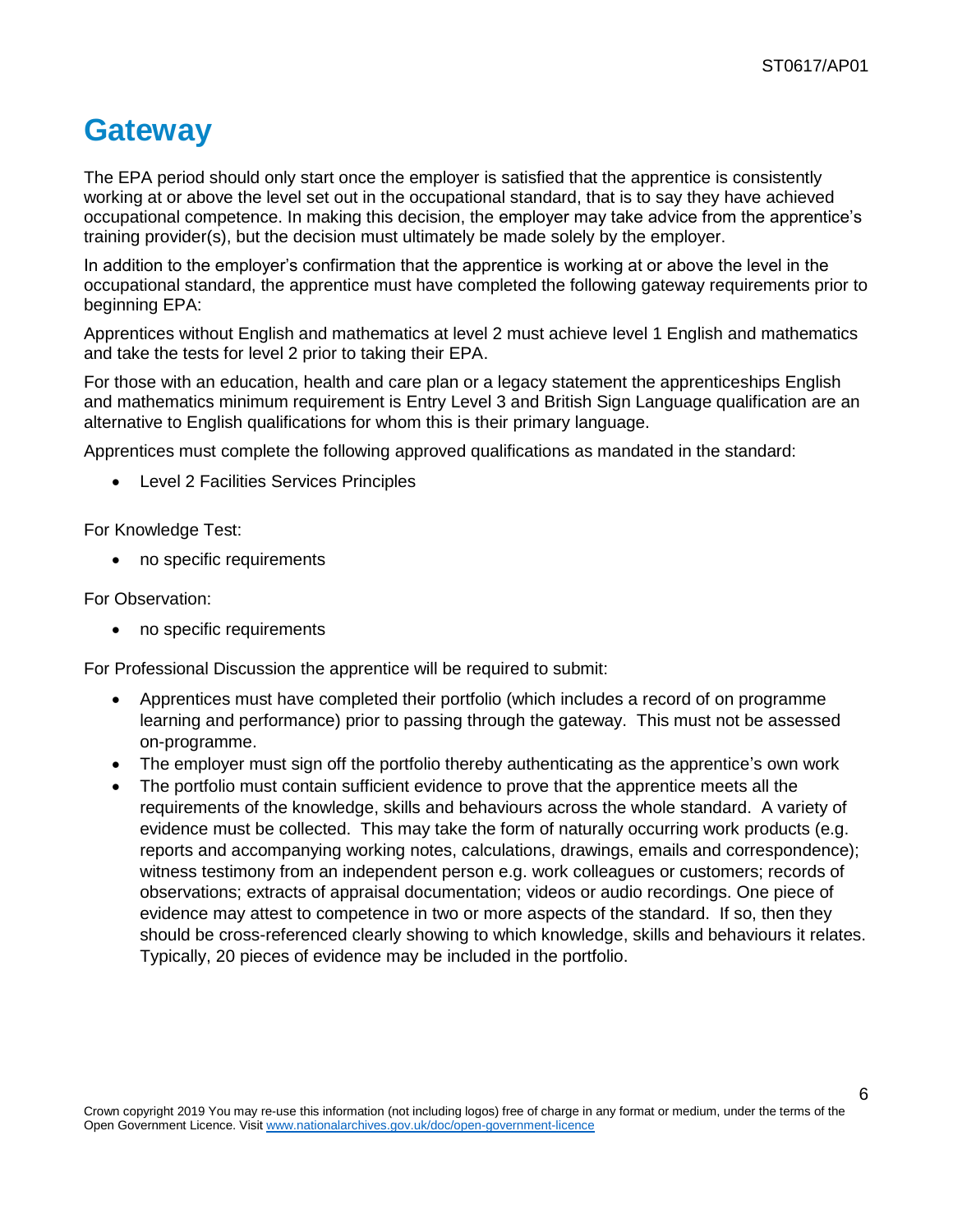# Gateway

The EPA period should only start once the employer is satisfied that the apprentice is consistently working at or above the level set out in the occupational standard, that is to say they have achieved occupational competence. In making this decision, the employer may take advice from the apprentice's training provider(s), but the decision must ultimately be made solely by the employer.

In addition to the employer's confirmation that the apprentice is working at or above the level in the occupational standard, the apprentice must have completed the following gateway requirements prior to beginning EPA:

Apprentices without English and mathematics at level 2 must achieve level 1 English and mathematics and take the tests for level 2 prior to taking their EPA.

For those with an education, health and care plan or a legacy statement the apprenticeships English and mathematics minimum requirement is Entry Level 3 and British Sign Language qualification are an alternative to English qualifications for whom this is their primary language.

Apprentices must complete the following approved qualifications as mandated in the standard:

- Level 2 Facilities Services Principles

For Knowledge Test:

- no specific requirements

For Observation:

- no specific requirements

For Professional Discussion the apprentice will be required to submit:

- Apprentices must have completed their portfolio (which includes a record of on programme learning and performance) prior to passing through the gateway. This must not be assessed on-programme.
- The employer must sign off the portfolio thereby authenticating as the apprentice's own work
- The portfolio must contain sufficient evidence to prove that the apprentice meets all the requirements of the knowledge, skills and behaviours across the whole standard. A variety of evidence must be collected. This may take the form of naturally occurring work products (e.g. reports and accompanying working notes, calculations, drawings, emails and correspondence); witness testimony from an independent person e.g. work colleagues or customers; records of observations; extracts of appraisal documentation; videos or audio recordings. One piece of evidence may attest to competence in two or more aspects of the standard. If so, then they should be cross-referenced clearly showing to which knowledge, skills and behaviours it relates. Typically, 20 pieces of evidence may be included in the portfolio.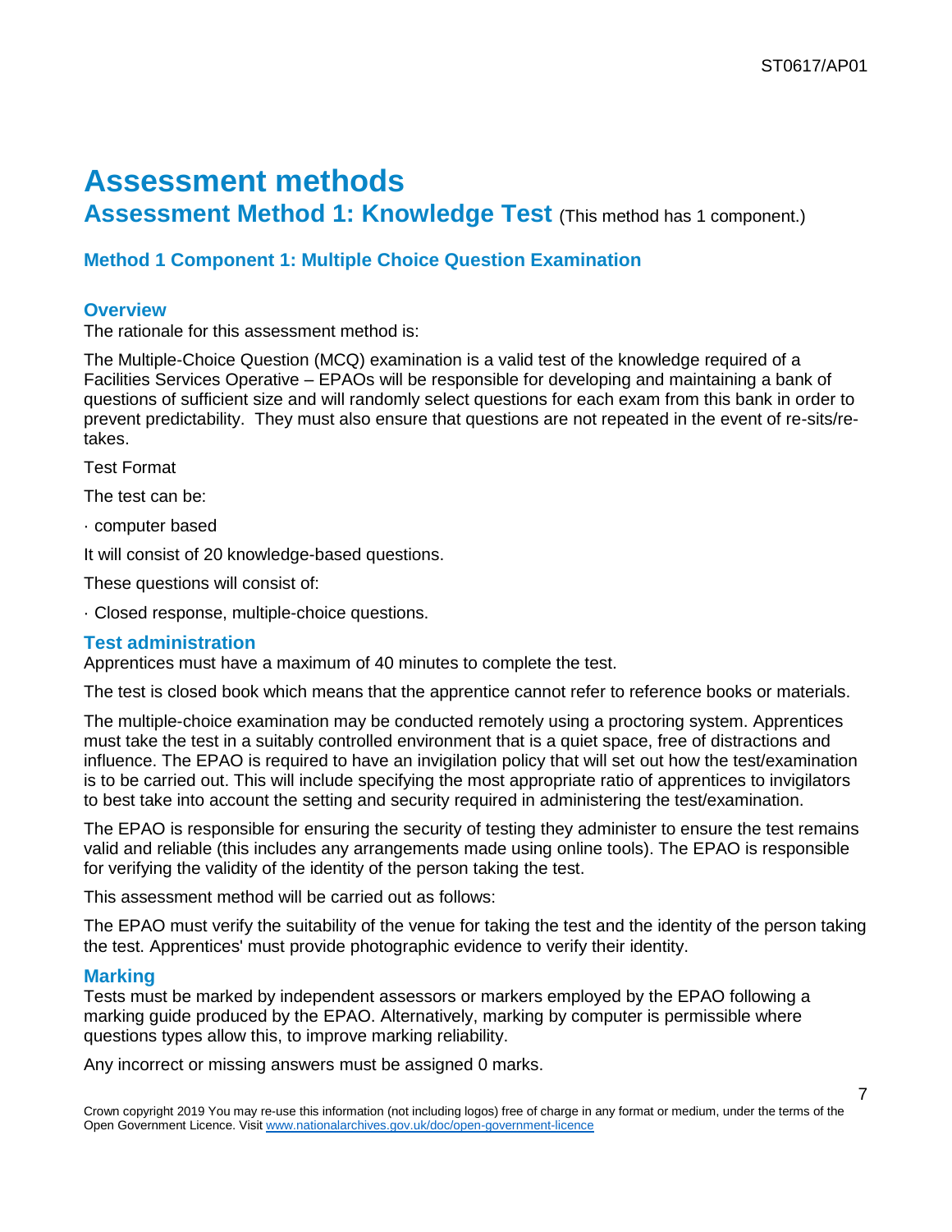# Assessment methods

## Assessment Method 1: Knowledge Test (This method has 1 component.)

### Method 1 Component 1: Multiple Choice Question Examination

#### Overview

The rationale for this assessment method is:

The Multiple-Choice Question (MCQ) examination is a valid test of the knowledge required of a Facilities Services Operative – EPAOs will be responsible for developing and maintaining a bank of questions of sufficient size and will randomly select questions for each exam from this bank in order to prevent predictability. They must also ensure that questions are not repeated in the event of re-sits/re-takes.

Test Format

The test can be:

· computer based

It will consist of 20 knowledge-based questions.

These questions will consist of:

· Closed response, multiple-choice questions.

#### Test administration

Apprentices must have a maximum of 40 minutes to complete the test.

The test is closed book which means that the apprentice cannot refer to reference books or materials.

The multiple-choice examination may be conducted remotely using a proctoring system. Apprentices must take the test in a suitably controlled environment that is a quiet space, free of distractions and influence. The EPAO is required to have an invigilation policy that will set out how the test/examination is to be carried out. This will include specifying the most appropriate ratio of apprentices to invigilators to best take into account the setting and security required in administering the test/examination.

The EPAO is responsible for ensuring the security of testing they administer to ensure the test remains valid and reliable (this includes any arrangements made using online tools). The EPAO is responsible for verifying the validity of the identity of the person taking the test.

This assessment method will be carried out as follows:

The EPAO must verify the suitability of the venue for taking the test and the identity of the person taking the test. Apprentices' must provide photographic evidence to verify their identity.

#### Marking

Tests must be marked by independent assessors or markers employed by the EPAO following a marking guide produced by the EPAO. Alternatively, marking by computer is permissible where questions types allow this, to improve marking reliability.

Any incorrect or missing answers must be assigned 0 marks.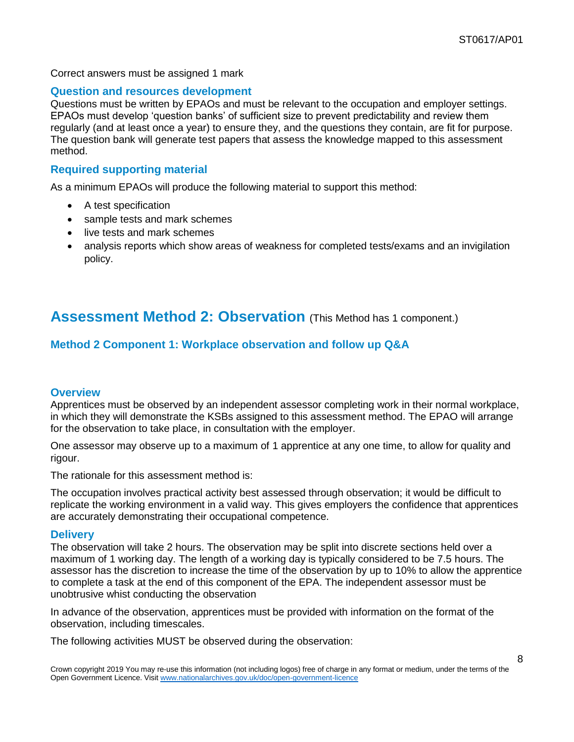Correct answers must be assigned 1 mark

### Question and resources development

Questions must be written by EPAOs and must be relevant to the occupation and employer settings. EPAOs must develop ‘question banks’ of sufficient size to prevent predictability and review them regularly (and at least once a year) to ensure they, and the questions they contain, are fit for purpose. The question bank will generate test papers that assess the knowledge mapped to this assessment method.

### Required supporting material

As a minimum EPAOs will produce the following material to support this method:

- A test specification
- sample tests and mark schemes
- live tests and mark schemes
- analysis reports which show areas of weakness for completed tests/exams and an invigilation policy.

## Assessment Method 2: Observation (This Method has 1 component.)

### Method 2 Component 1: Workplace observation and follow up Q&A

### Overview

Apprentices must be observed by an independent assessor completing work in their normal workplace, in which they will demonstrate the KSBs assigned to this assessment method. The EPAO will arrange for the observation to take place, in consultation with the employer.

One assessor may observe up to a maximum of 1 apprentice at any one time, to allow for quality and rigour.

The rationale for this assessment method is:

The occupation involves practical activity best assessed through observation; it would be difficult to replicate the working environment in a valid way. This gives employers the confidence that apprentices are accurately demonstrating their occupational competence.

### Delivery

The observation will take 2 hours. The observation may be split into discrete sections held over a maximum of 1 working day. The length of a working day is typically considered to be 7.5 hours. The assessor has the discretion to increase the time of the observation by up to 10% to allow the apprentice to complete a task at the end of this component of the EPA. The independent assessor must be unobtrusive whist conducting the observation

In advance of the observation, apprentices must be provided with information on the format of the observation, including timescales.

The following activities MUST be observed during the observation: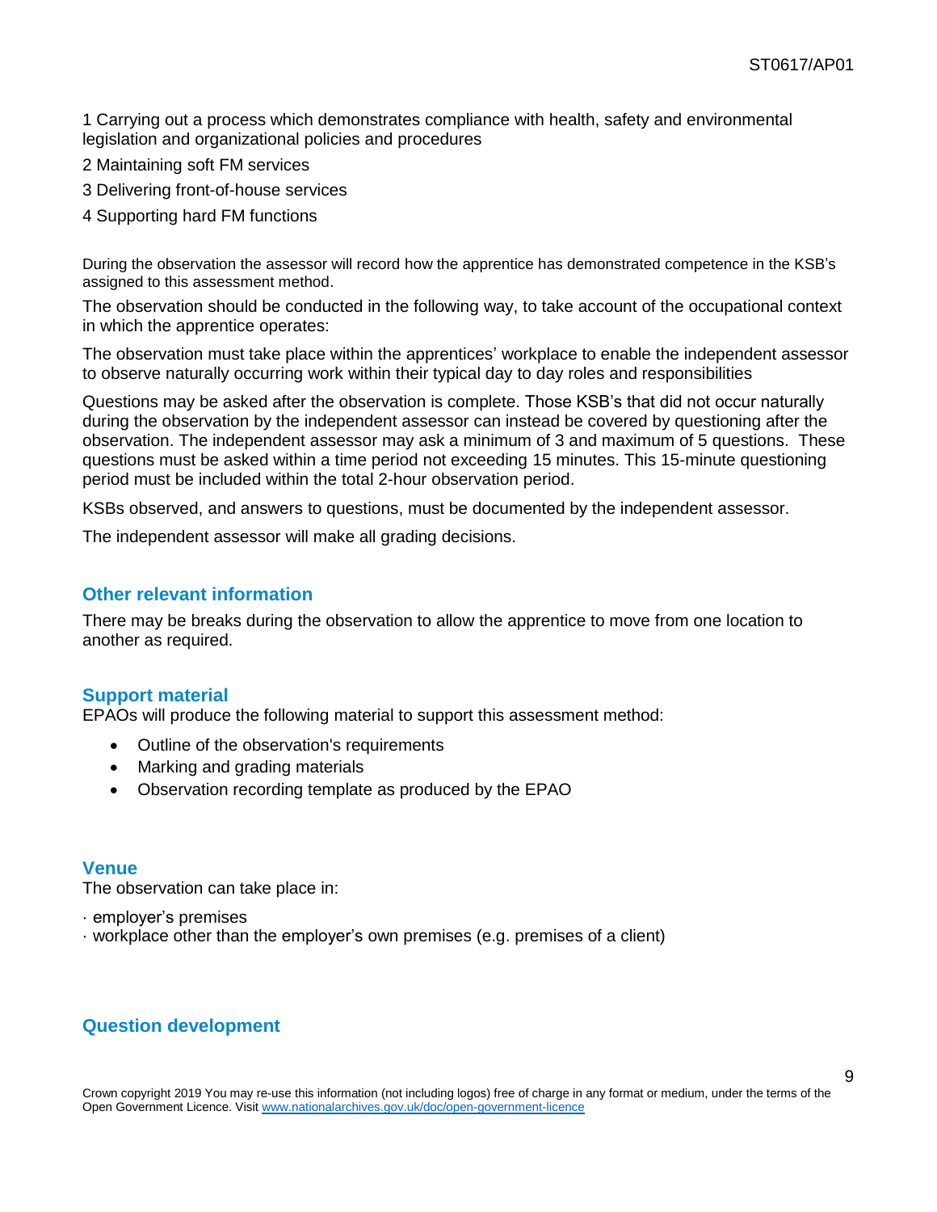1 Carrying out a process which demonstrates compliance with health, safety and environmental legislation and organizational policies and procedures

2 Maintaining soft FM services

3 Delivering front-of-house services

4 Supporting hard FM functions

During the observation the assessor will record how the apprentice has demonstrated competence in the KSB's assigned to this assessment method.

The observation should be conducted in the following way, to take account of the occupational context in which the apprentice operates:

The observation must take place within the apprentices' workplace to enable the independent assessor to observe naturally occurring work within their typical day to day roles and responsibilities

Questions may be asked after the observation is complete. Those KSB's that did not occur naturally during the observation by the independent assessor can instead be covered by questioning after the observation. The independent assessor may ask a minimum of 3 and maximum of 5 questions. These questions must be asked within a time period not exceeding 15 minutes. This 15-minute questioning period must be included within the total 2-hour observation period.

KSBs observed, and answers to questions, must be documented by the independent assessor.

The independent assessor will make all grading decisions.

## Other relevant information

There may be breaks during the observation to allow the apprentice to move from one location to another as required.

## Support material

EPAOs will produce the following material to support this assessment method:

- Outline of the observation's requirements
- Marking and grading materials
- Observation recording template as produced by the EPAO

## Venue

The observation can take place in:

- employer's premises
- workplace other than the employer's own premises (e.g. premises of a client)

## Question development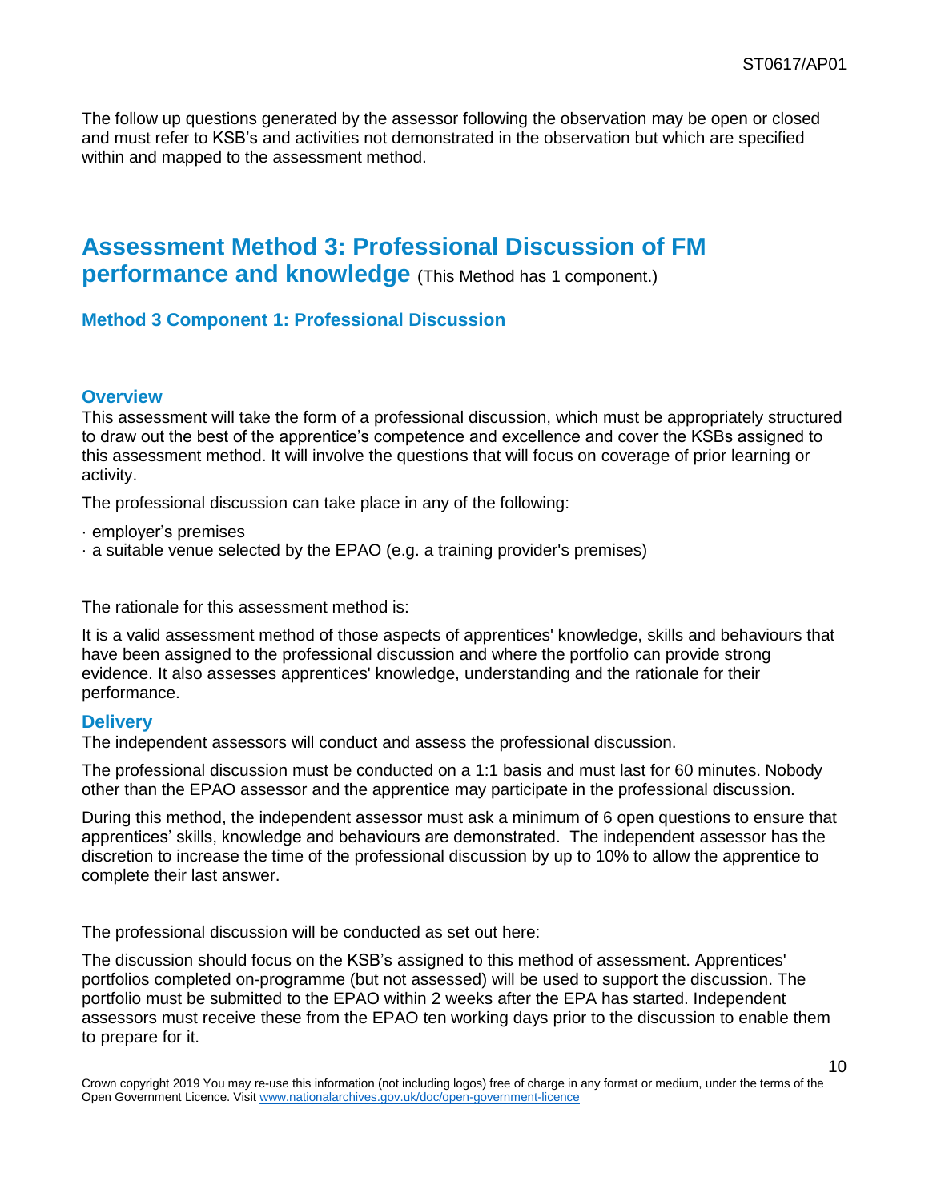The follow up questions generated by the assessor following the observation may be open or closed and must refer to KSB's and activities not demonstrated in the observation but which are specified within and mapped to the assessment method.

## Assessment Method 3: Professional Discussion of FM performance and knowledge (This Method has 1 component.)

### Method 3 Component 1: Professional Discussion

#### Overview

This assessment will take the form of a professional discussion, which must be appropriately structured to draw out the best of the apprentice's competence and excellence and cover the KSBs assigned to this assessment method. It will involve the questions that will focus on coverage of prior learning or activity.

The professional discussion can take place in any of the following:

- employer's premises
- a suitable venue selected by the EPAO (e.g. a training provider's premises)

The rationale for this assessment method is:

It is a valid assessment method of those aspects of apprentices' knowledge, skills and behaviours that have been assigned to the professional discussion and where the portfolio can provide strong evidence. It also assesses apprentices' knowledge, understanding and the rationale for their performance.

#### Delivery

The independent assessors will conduct and assess the professional discussion.

The professional discussion must be conducted on a 1:1 basis and must last for 60 minutes. Nobody other than the EPAO assessor and the apprentice may participate in the professional discussion.

During this method, the independent assessor must ask a minimum of 6 open questions to ensure that apprentices' skills, knowledge and behaviours are demonstrated. The independent assessor has the discretion to increase the time of the professional discussion by up to 10% to allow the apprentice to complete their last answer.

The professional discussion will be conducted as set out here:

The discussion should focus on the KSB's assigned to this method of assessment. Apprentices' portfolios completed on-programme (but not assessed) will be used to support the discussion. The portfolio must be submitted to the EPAO within 2 weeks after the EPA has started. Independent assessors must receive these from the EPAO ten working days prior to the discussion to enable them to prepare for it.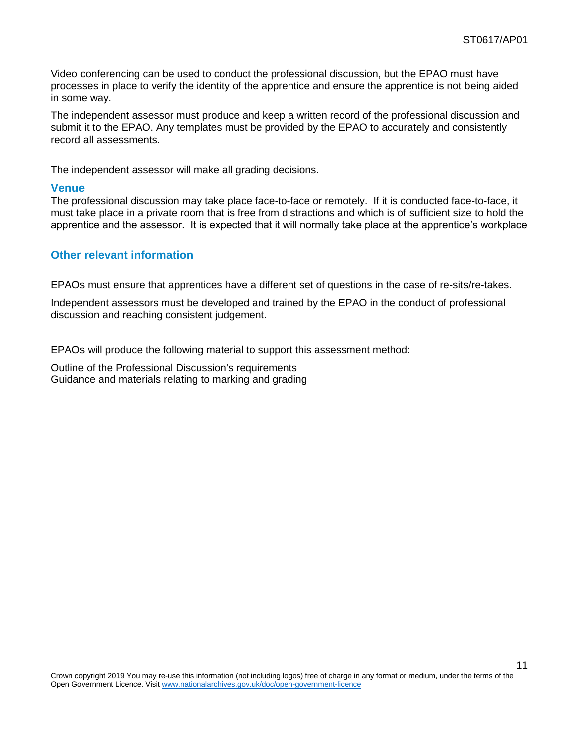Video conferencing can be used to conduct the professional discussion, but the EPAO must have processes in place to verify the identity of the apprentice and ensure the apprentice is not being aided in some way.

The independent assessor must produce and keep a written record of the professional discussion and submit it to the EPAO. Any templates must be provided by the EPAO to accurately and consistently record all assessments.

The independent assessor will make all grading decisions.

### Venue

The professional discussion may take place face-to-face or remotely. If it is conducted face-to-face, it must take place in a private room that is free from distractions and which is of sufficient size to hold the apprentice and the assessor. It is expected that it will normally take place at the apprentice's workplace

### Other relevant information

EPAOs must ensure that apprentices have a different set of questions in the case of re-sits/re-takes.

Independent assessors must be developed and trained by the EPAO in the conduct of professional discussion and reaching consistent judgement.

EPAOs will produce the following material to support this assessment method:

Outline of the Professional Discussion's requirements
Guidance and materials relating to marking and grading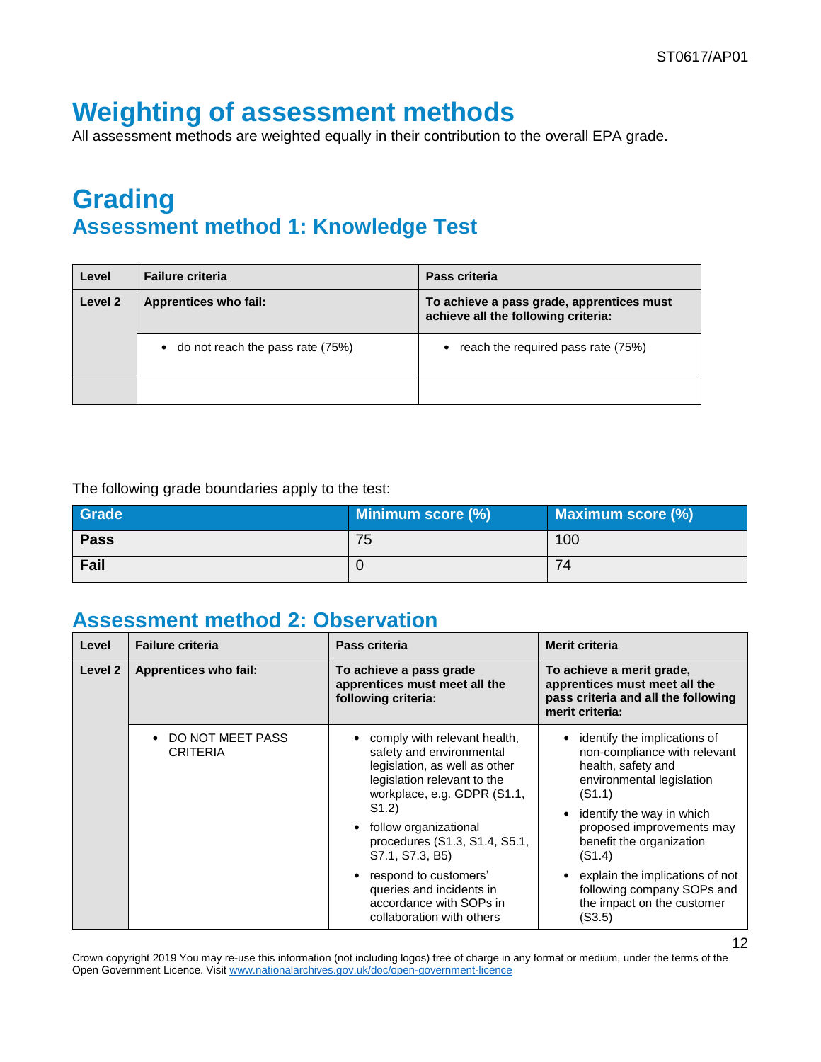# Weighting of assessment methods

All assessment methods are weighted equally in their contribution to the overall EPA grade.

# Grading

## Assessment method 1: Knowledge Test

| Level | Failure criteria | Pass criteria |
|---|---|---|
| **Level 2** | **Apprentices who fail:** | **To achieve a pass grade, apprentices must achieve all the following criteria:** |
| | • do not reach the pass rate (75%) | • reach the required pass rate (75%) |
| | | |

The following grade boundaries apply to the test:

| Grade | Minimum score (%) | Maximum score (%) |
|---|---|---|
| **Pass** | 75 | 100 |
| **Fail** | 0 | 74 |

## Assessment method 2: Observation

| Level | Failure criteria | Pass criteria | Merit criteria |
|---|---|---|---|
| **Level 2** | **Apprentices who fail:** | **To achieve a pass grade apprentices must meet all the following criteria:** | **To achieve a merit grade, apprentices must meet all the pass criteria and all the following merit criteria:** |
| | • DO NOT MEET PASS CRITERIA | • comply with relevant health, safety and environmental legislation, as well as other legislation relevant to the workplace, e.g. GDPR (S1.1, S1.2)<br>• follow organizational procedures (S1.3, S1.4, S5.1, S7.1, S7.3, B5)<br>• respond to customers' queries and incidents in accordance with SOPs in collaboration with others | • identify the implications of non-compliance with relevant health, safety and environmental legislation (S1.1)<br>• identify the way in which proposed improvements may benefit the organization (S1.4)<br>• explain the implications of not following company SOPs and the impact on the customer (S3.5) |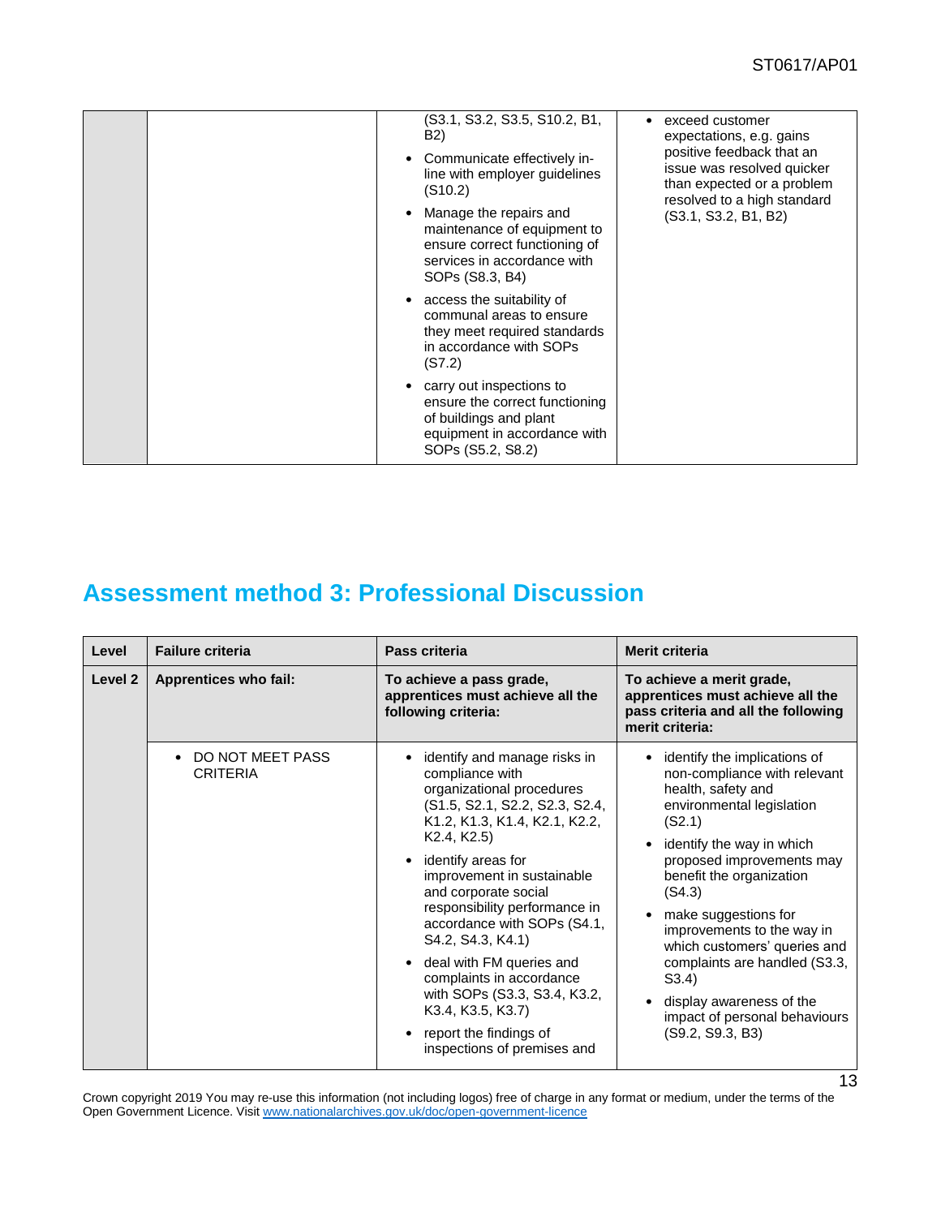| | | | |
|---|---|---|---|
| | | (S3.1, S3.2, S3.5, S10.2, B1, B2)<br>• Communicate effectively in-line with employer guidelines (S10.2)<br>• Manage the repairs and maintenance of equipment to ensure correct functioning of services in accordance with SOPs (S8.3, B4)<br>• access the suitability of communal areas to ensure they meet required standards in accordance with SOPs (S7.2)<br>• carry out inspections to ensure the correct functioning of buildings and plant equipment in accordance with SOPs (S5.2, S8.2) | • exceed customer expectations, e.g. gains positive feedback that an issue was resolved quicker than expected or a problem resolved to a high standard (S3.1, S3.2, B1, B2) |

## Assessment method 3: Professional Discussion

| Level | Failure criteria | Pass criteria | Merit criteria |
|---|---|---|---|
| **Level 2** | **Apprentices who fail:** | **To achieve a pass grade, apprentices must achieve all the following criteria:** | **To achieve a merit grade, apprentices must achieve all the pass criteria and all the following merit criteria:** |
| | • DO NOT MEET PASS CRITERIA | • identify and manage risks in compliance with organizational procedures (S1.5, S2.1, S2.2, S2.3, S2.4, K1.2, K1.3, K1.4, K2.1, K2.2, K2.4, K2.5)<br>• identify areas for improvement in sustainable and corporate social responsibility performance in accordance with SOPs (S4.1, S4.2, S4.3, K4.1)<br>• deal with FM queries and complaints in accordance with SOPs (S3.3, S3.4, K3.2, K3.4, K3.5, K3.7)<br>• report the findings of inspections of premises and | • identify the implications of non-compliance with relevant health, safety and environmental legislation (S2.1)<br>• identify the way in which proposed improvements may benefit the organization (S4.3)<br>• make suggestions for improvements to the way in which customers' queries and complaints are handled (S3.3, S3.4)<br>• display awareness of the impact of personal behaviours (S9.2, S9.3, B3) |

Crown copyright 2019 You may re-use this information (not including logos) free of charge in any format or medium, under the terms of the Open Government Licence. Visit www.nationalarchives.gov.uk/doc/open-government-licence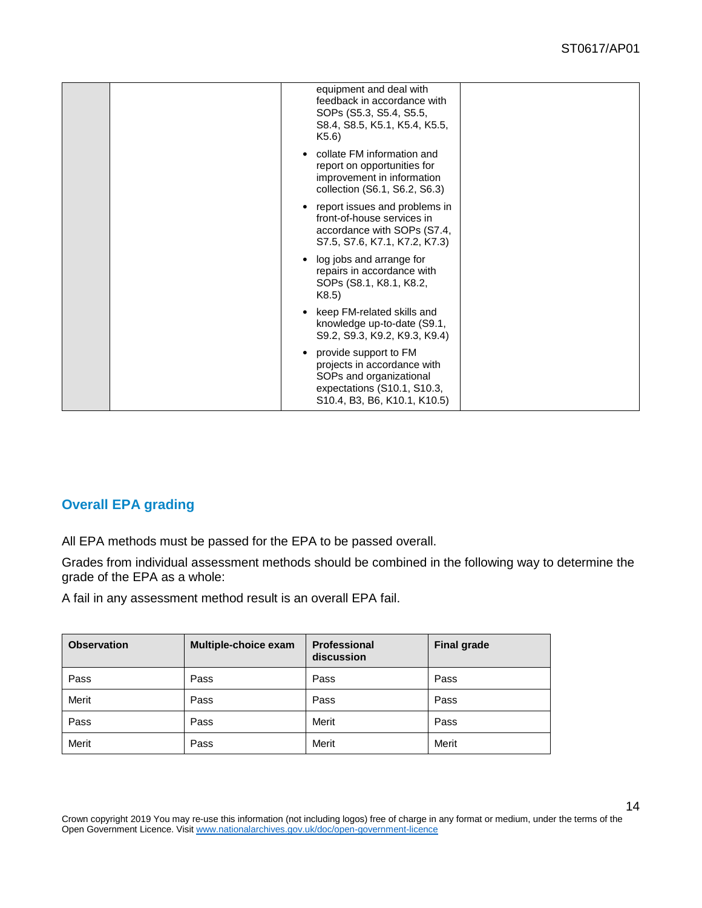| | | equipment and deal with feedback in accordance with SOPs (S5.3, S5.4, S5.5, S8.4, S8.5, K5.1, K5.4, K5.5, K5.6)<br>• collate FM information and report on opportunities for improvement in information collection (S6.1, S6.2, S6.3)<br>• report issues and problems in front-of-house services in accordance with SOPs (S7.4, S7.5, S7.6, K7.1, K7.2, K7.3)<br>• log jobs and arrange for repairs in accordance with SOPs (S8.1, K8.1, K8.2, K8.5)<br>• keep FM-related skills and knowledge up-to-date (S9.1, S9.2, S9.3, K9.2, K9.3, K9.4)<br>• provide support to FM projects in accordance with SOPs and organizational expectations (S10.1, S10.3, S10.4, B3, B6, K10.1, K10.5) | |
|---|---|---|---|

## Overall EPA grading

All EPA methods must be passed for the EPA to be passed overall.

Grades from individual assessment methods should be combined in the following way to determine the grade of the EPA as a whole:

A fail in any assessment method result is an overall EPA fail.

| Observation | Multiple-choice exam | Professional discussion | Final grade |
|---|---|---|---|
| Pass | Pass | Pass | Pass |
| Merit | Pass | Pass | Pass |
| Pass | Pass | Merit | Pass |
| Merit | Pass | Merit | Merit |

Crown copyright 2019 You may re-use this information (not including logos) free of charge in any format or medium, under the terms of the Open Government Licence. Visit www.nationalarchives.gov.uk/doc/open-government-licence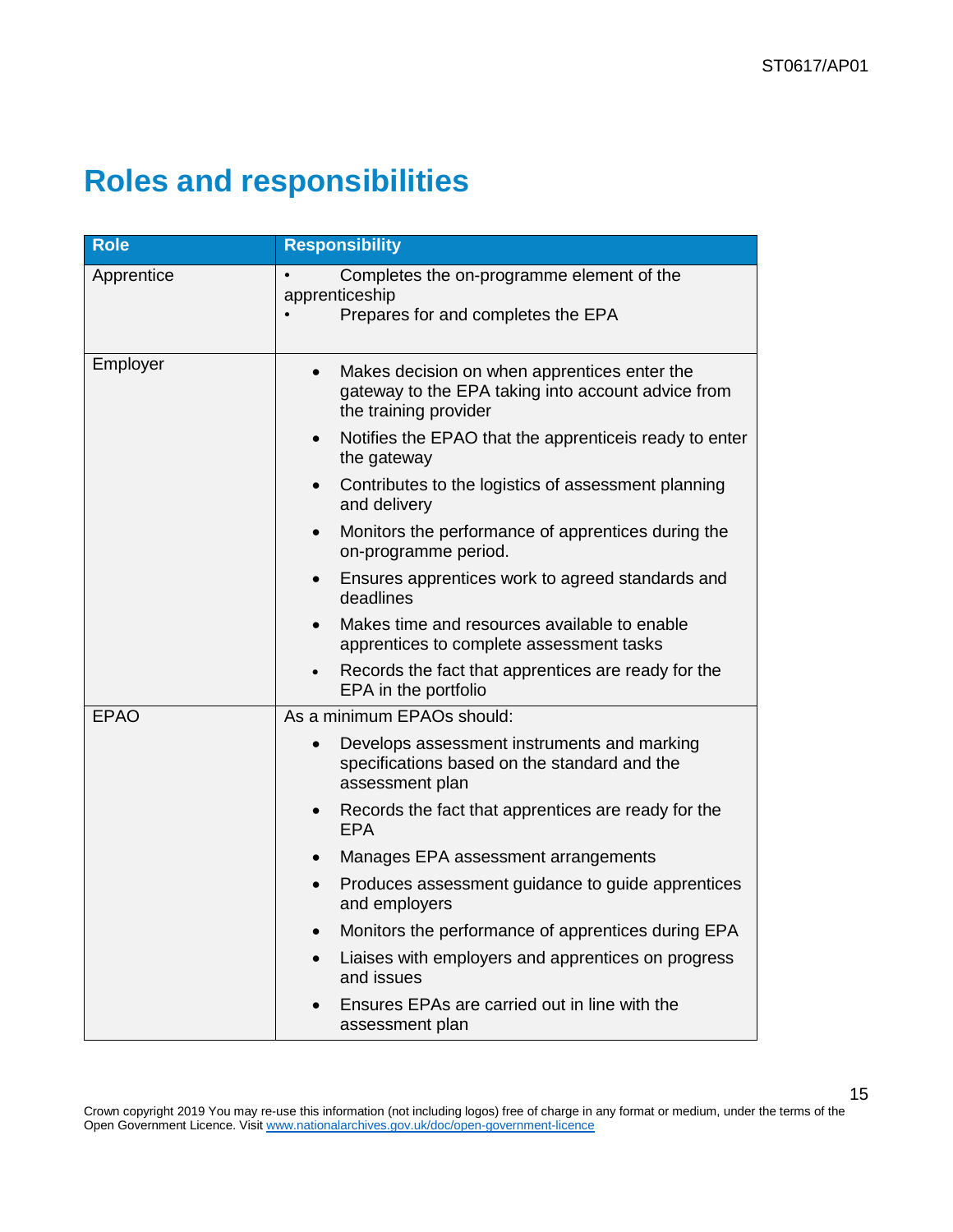# Roles and responsibilities

| Role | Responsibility |
|---|---|
| Apprentice | • Completes the on-programme element of the apprenticeship<br>• Prepares for and completes the EPA |
| Employer | • Makes decision on when apprentices enter the gateway to the EPA taking into account advice from the training provider<br>• Notifies the EPAO that the apprenticeis ready to enter the gateway<br>• Contributes to the logistics of assessment planning and delivery<br>• Monitors the performance of apprentices during the on-programme period.<br>• Ensures apprentices work to agreed standards and deadlines<br>• Makes time and resources available to enable apprentices to complete assessment tasks<br>• Records the fact that apprentices are ready for the EPA in the portfolio |
| EPAO | As a minimum EPAOs should:<br>• Develops assessment instruments and marking specifications based on the standard and the assessment plan<br>• Records the fact that apprentices are ready for the EPA<br>• Manages EPA assessment arrangements<br>• Produces assessment guidance to guide apprentices and employers<br>• Monitors the performance of apprentices during EPA<br>• Liaises with employers and apprentices on progress and issues<br>• Ensures EPAs are carried out in line with the assessment plan |

Crown copyright 2019 You may re-use this information (not including logos) free of charge in any format or medium, under the terms of the Open Government Licence. Visit www.nationalarchives.gov.uk/doc/open-government-licence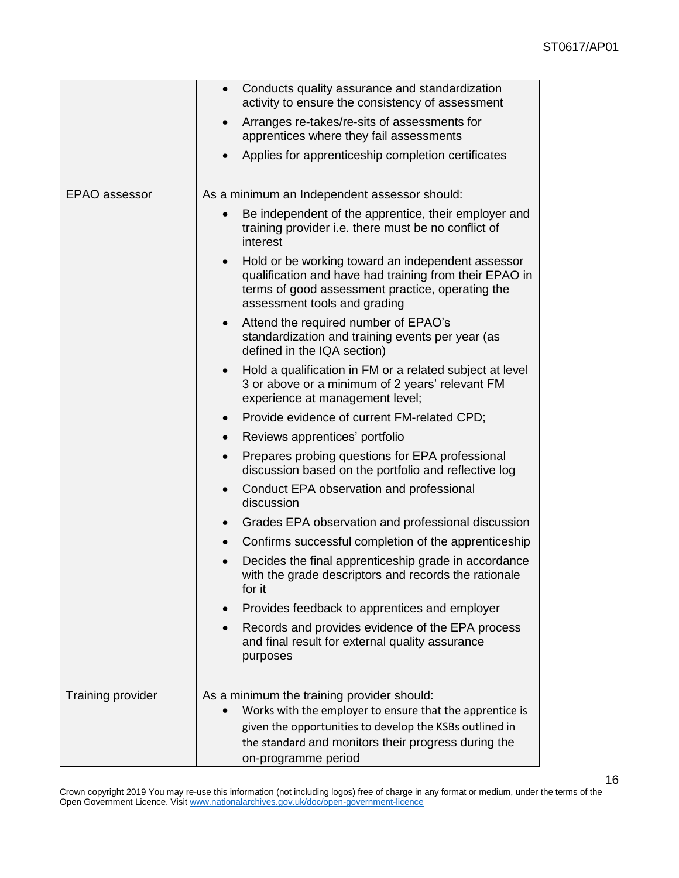| | |
|---|---|
| | <ul><li>Conducts quality assurance and standardization activity to ensure the consistency of assessment</li><li>Arranges re-takes/re-sits of assessments for apprentices where they fail assessments</li><li>Applies for apprenticeship completion certificates</li></ul> |
| EPAO assessor | As a minimum an Independent assessor should:<ul><li>Be independent of the apprentice, their employer and training provider i.e. there must be no conflict of interest</li><li>Hold or be working toward an independent assessor qualification and have had training from their EPAO in terms of good assessment practice, operating the assessment tools and grading</li><li>Attend the required number of EPAO's standardization and training events per year (as defined in the IQA section)</li><li>Hold a qualification in FM or a related subject at level 3 or above or a minimum of 2 years' relevant FM experience at management level;</li><li>Provide evidence of current FM-related CPD;</li><li>Reviews apprentices' portfolio</li><li>Prepares probing questions for EPA professional discussion based on the portfolio and reflective log</li><li>Conduct EPA observation and professional discussion</li><li>Grades EPA observation and professional discussion</li><li>Confirms successful completion of the apprenticeship</li><li>Decides the final apprenticeship grade in accordance with the grade descriptors and records the rationale for it</li><li>Provides feedback to apprentices and employer</li><li>Records and provides evidence of the EPA process and final result for external quality assurance purposes</li></ul> |
| Training provider | As a minimum the training provider should:<ul><li>Works with the employer to ensure that the apprentice is given the opportunities to develop the KSBs outlined in the standard and monitors their progress during the on-programme period</li></ul> |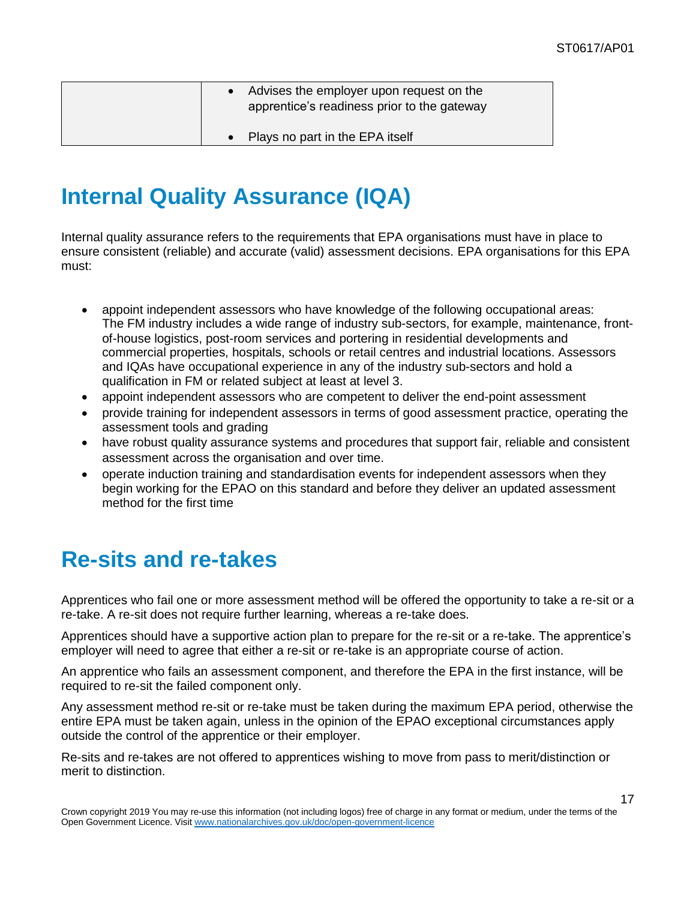| | |
|---|---|
| | • Advises the employer upon request on the apprentice's readiness prior to the gateway<br>• Plays no part in the EPA itself |

# Internal Quality Assurance (IQA)

Internal quality assurance refers to the requirements that EPA organisations must have in place to ensure consistent (reliable) and accurate (valid) assessment decisions. EPA organisations for this EPA must:

- appoint independent assessors who have knowledge of the following occupational areas: The FM industry includes a wide range of industry sub-sectors, for example, maintenance, front-of-house logistics, post-room services and portering in residential developments and commercial properties, hospitals, schools or retail centres and industrial locations. Assessors and IQAs have occupational experience in any of the industry sub-sectors and hold a qualification in FM or related subject at least at level 3.
- appoint independent assessors who are competent to deliver the end-point assessment
- provide training for independent assessors in terms of good assessment practice, operating the assessment tools and grading
- have robust quality assurance systems and procedures that support fair, reliable and consistent assessment across the organisation and over time.
- operate induction training and standardisation events for independent assessors when they begin working for the EPAO on this standard and before they deliver an updated assessment method for the first time

# Re-sits and re-takes

Apprentices who fail one or more assessment method will be offered the opportunity to take a re-sit or a re-take. A re-sit does not require further learning, whereas a re-take does.

Apprentices should have a supportive action plan to prepare for the re-sit or a re-take. The apprentice's employer will need to agree that either a re-sit or re-take is an appropriate course of action.

An apprentice who fails an assessment component, and therefore the EPA in the first instance, will be required to re-sit the failed component only.

Any assessment method re-sit or re-take must be taken during the maximum EPA period, otherwise the entire EPA must be taken again, unless in the opinion of the EPAO exceptional circumstances apply outside the control of the apprentice or their employer.

Re-sits and re-takes are not offered to apprentices wishing to move from pass to merit/distinction or merit to distinction.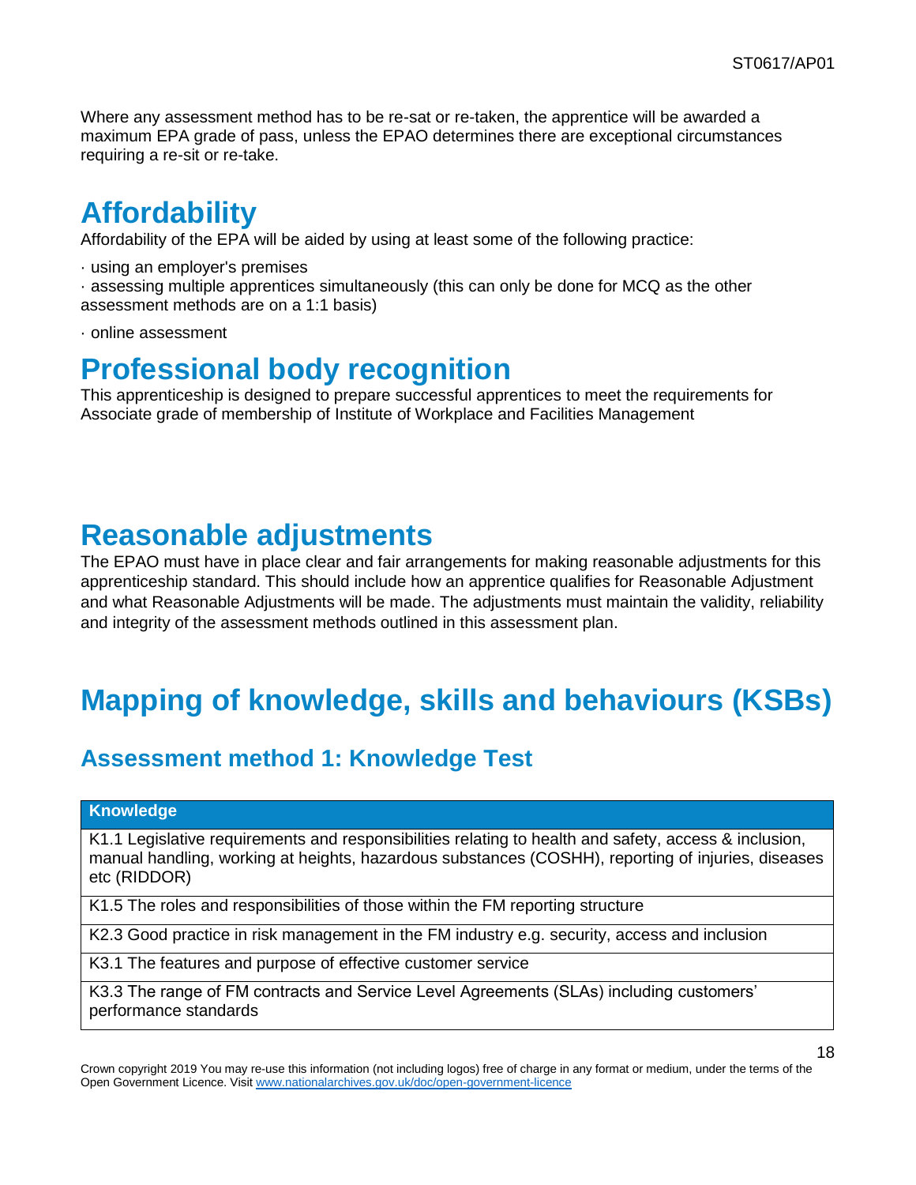Where any assessment method has to be re-sat or re-taken, the apprentice will be awarded a maximum EPA grade of pass, unless the EPAO determines there are exceptional circumstances requiring a re-sit or re-take.

# Affordability

Affordability of the EPA will be aided by using at least some of the following practice:

· using an employer's premises

· assessing multiple apprentices simultaneously (this can only be done for MCQ as the other assessment methods are on a 1:1 basis)

· online assessment

# Professional body recognition

This apprenticeship is designed to prepare successful apprentices to meet the requirements for Associate grade of membership of Institute of Workplace and Facilities Management

# Reasonable adjustments

The EPAO must have in place clear and fair arrangements for making reasonable adjustments for this apprenticeship standard. This should include how an apprentice qualifies for Reasonable Adjustment and what Reasonable Adjustments will be made. The adjustments must maintain the validity, reliability and integrity of the assessment methods outlined in this assessment plan.

# Mapping of knowledge, skills and behaviours (KSBs)

## Assessment method 1: Knowledge Test

| Knowledge |
| --- |
| K1.1 Legislative requirements and responsibilities relating to health and safety, access & inclusion, manual handling, working at heights, hazardous substances (COSHH), reporting of injuries, diseases etc (RIDDOR) |
| K1.5 The roles and responsibilities of those within the FM reporting structure |
| K2.3 Good practice in risk management in the FM industry e.g. security, access and inclusion |
| K3.1 The features and purpose of effective customer service |
| K3.3 The range of FM contracts and Service Level Agreements (SLAs) including customers' performance standards |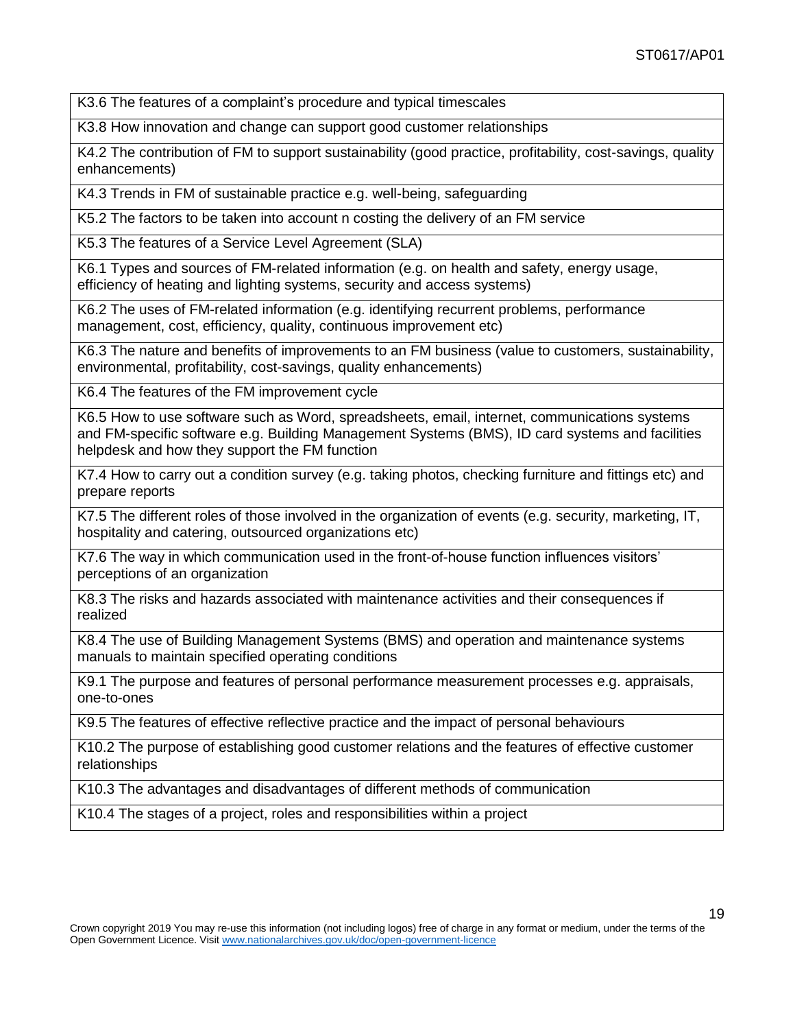| K3.6 The features of a complaint's procedure and typical timescales |
|---|
| K3.8 How innovation and change can support good customer relationships |
| K4.2 The contribution of FM to support sustainability (good practice, profitability, cost-savings, quality enhancements) |
| K4.3 Trends in FM of sustainable practice e.g. well-being, safeguarding |
| K5.2 The factors to be taken into account n costing the delivery of an FM service |
| K5.3 The features of a Service Level Agreement (SLA) |
| K6.1 Types and sources of FM-related information (e.g. on health and safety, energy usage, efficiency of heating and lighting systems, security and access systems) |
| K6.2 The uses of FM-related information (e.g. identifying recurrent problems, performance management, cost, efficiency, quality, continuous improvement etc) |
| K6.3 The nature and benefits of improvements to an FM business (value to customers, sustainability, environmental, profitability, cost-savings, quality enhancements) |
| K6.4 The features of the FM improvement cycle |
| K6.5 How to use software such as Word, spreadsheets, email, internet, communications systems and FM-specific software e.g. Building Management Systems (BMS), ID card systems and facilities helpdesk and how they support the FM function |
| K7.4 How to carry out a condition survey (e.g. taking photos, checking furniture and fittings etc) and prepare reports |
| K7.5 The different roles of those involved in the organization of events (e.g. security, marketing, IT, hospitality and catering, outsourced organizations etc) |
| K7.6 The way in which communication used in the front-of-house function influences visitors' perceptions of an organization |
| K8.3 The risks and hazards associated with maintenance activities and their consequences if realized |
| K8.4 The use of Building Management Systems (BMS) and operation and maintenance systems manuals to maintain specified operating conditions |
| K9.1 The purpose and features of personal performance measurement processes e.g. appraisals, one-to-ones |
| K9.5 The features of effective reflective practice and the impact of personal behaviours |
| K10.2 The purpose of establishing good customer relations and the features of effective customer relationships |
| K10.3 The advantages and disadvantages of different methods of communication |
| K10.4 The stages of a project, roles and responsibilities within a project |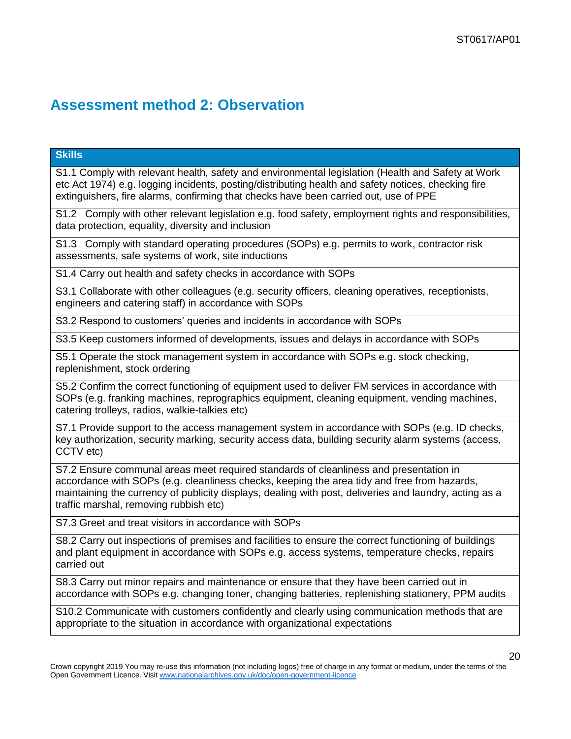## Assessment method 2: Observation

| Skills |
|---|
| S1.1 Comply with relevant health, safety and environmental legislation (Health and Safety at Work etc Act 1974) e.g. logging incidents, posting/distributing health and safety notices, checking fire extinguishers, fire alarms, confirming that checks have been carried out, use of PPE |
| S1.2 Comply with other relevant legislation e.g. food safety, employment rights and responsibilities, data protection, equality, diversity and inclusion |
| S1.3 Comply with standard operating procedures (SOPs) e.g. permits to work, contractor risk assessments, safe systems of work, site inductions |
| S1.4 Carry out health and safety checks in accordance with SOPs |
| S3.1 Collaborate with other colleagues (e.g. security officers, cleaning operatives, receptionists, engineers and catering staff) in accordance with SOPs |
| S3.2 Respond to customers' queries and incidents in accordance with SOPs |
| S3.5 Keep customers informed of developments, issues and delays in accordance with SOPs |
| S5.1 Operate the stock management system in accordance with SOPs e.g. stock checking, replenishment, stock ordering |
| S5.2 Confirm the correct functioning of equipment used to deliver FM services in accordance with SOPs (e.g. franking machines, reprographics equipment, cleaning equipment, vending machines, catering trolleys, radios, walkie-talkies etc) |
| S7.1 Provide support to the access management system in accordance with SOPs (e.g. ID checks, key authorization, security marking, security access data, building security alarm systems (access, CCTV etc) |
| S7.2 Ensure communal areas meet required standards of cleanliness and presentation in accordance with SOPs (e.g. cleanliness checks, keeping the area tidy and free from hazards, maintaining the currency of publicity displays, dealing with post, deliveries and laundry, acting as a traffic marshal, removing rubbish etc) |
| S7.3 Greet and treat visitors in accordance with SOPs |
| S8.2 Carry out inspections of premises and facilities to ensure the correct functioning of buildings and plant equipment in accordance with SOPs e.g. access systems, temperature checks, repairs carried out |
| S8.3 Carry out minor repairs and maintenance or ensure that they have been carried out in accordance with SOPs e.g. changing toner, changing batteries, replenishing stationery, PPM audits |
| S10.2 Communicate with customers confidently and clearly using communication methods that are appropriate to the situation in accordance with organizational expectations |

Crown copyright 2019 You may re-use this information (not including logos) free of charge in any format or medium, under the terms of the Open Government Licence. Visit www.nationalarchives.gov.uk/doc/open-government-licence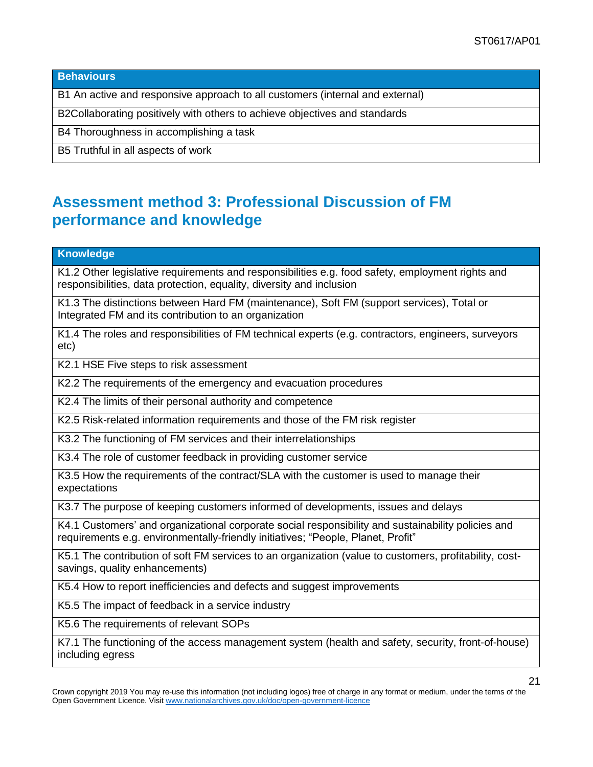| Behaviours |
| --- |
| B1 An active and responsive approach to all customers (internal and external) |
| B2Collaborating positively with others to achieve objectives and standards |
| B4 Thoroughness in accomplishing a task |
| B5 Truthful in all aspects of work |

## Assessment method 3: Professional Discussion of FM performance and knowledge

| Knowledge |
| --- |
| K1.2 Other legislative requirements and responsibilities e.g. food safety, employment rights and responsibilities, data protection, equality, diversity and inclusion |
| K1.3 The distinctions between Hard FM (maintenance), Soft FM (support services), Total or Integrated FM and its contribution to an organization |
| K1.4 The roles and responsibilities of FM technical experts (e.g. contractors, engineers, surveyors etc) |
| K2.1 HSE Five steps to risk assessment |
| K2.2 The requirements of the emergency and evacuation procedures |
| K2.4 The limits of their personal authority and competence |
| K2.5 Risk-related information requirements and those of the FM risk register |
| K3.2 The functioning of FM services and their interrelationships |
| K3.4 The role of customer feedback in providing customer service |
| K3.5 How the requirements of the contract/SLA with the customer is used to manage their expectations |
| K3.7 The purpose of keeping customers informed of developments, issues and delays |
| K4.1 Customers' and organizational corporate social responsibility and sustainability policies and requirements e.g. environmentally-friendly initiatives; "People, Planet, Profit" |
| K5.1 The contribution of soft FM services to an organization (value to customers, profitability, cost-savings, quality enhancements) |
| K5.4 How to report inefficiencies and defects and suggest improvements |
| K5.5 The impact of feedback in a service industry |
| K5.6 The requirements of relevant SOPs |
| K7.1 The functioning of the access management system (health and safety, security, front-of-house) including egress |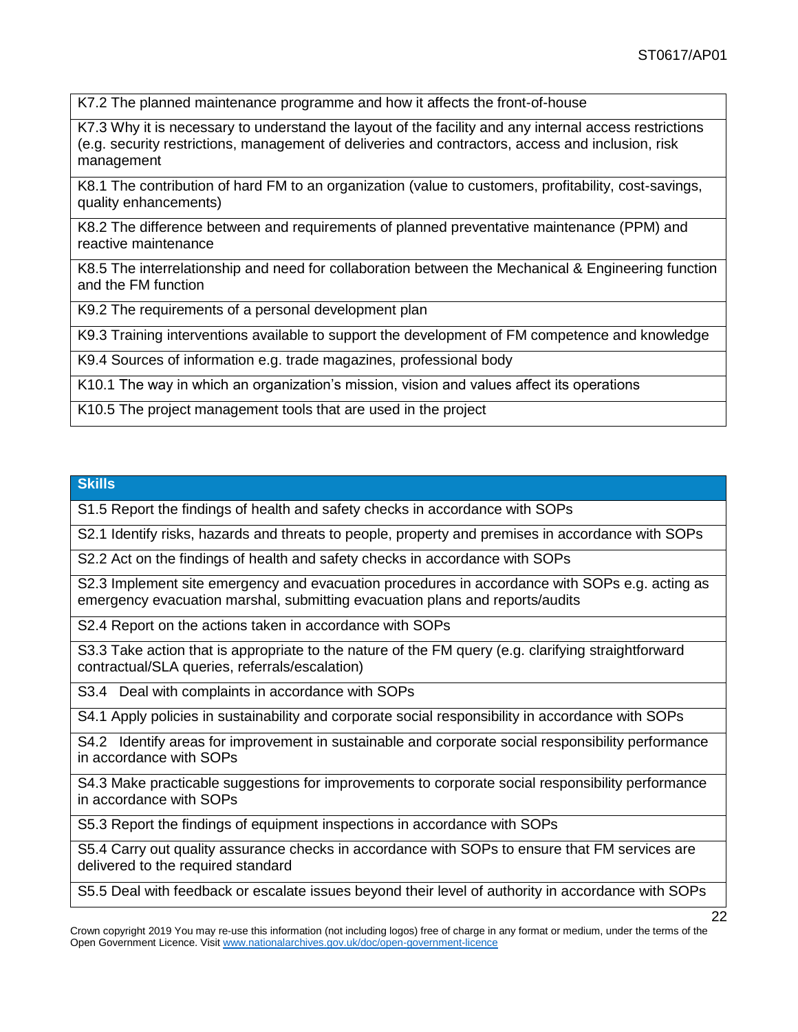| K7.2 The planned maintenance programme and how it affects the front-of-house |
|---|
| K7.3 Why it is necessary to understand the layout of the facility and any internal access restrictions (e.g. security restrictions, management of deliveries and contractors, access and inclusion, risk management |
| K8.1 The contribution of hard FM to an organization (value to customers, profitability, cost-savings, quality enhancements) |
| K8.2 The difference between and requirements of planned preventative maintenance (PPM) and reactive maintenance |
| K8.5 The interrelationship and need for collaboration between the Mechanical & Engineering function and the FM function |
| K9.2 The requirements of a personal development plan |
| K9.3 Training interventions available to support the development of FM competence and knowledge |
| K9.4 Sources of information e.g. trade magazines, professional body |
| K10.1 The way in which an organization's mission, vision and values affect its operations |
| K10.5 The project management tools that are used in the project |

| Skills |
|---|
| S1.5 Report the findings of health and safety checks in accordance with SOPs |
| S2.1 Identify risks, hazards and threats to people, property and premises in accordance with SOPs |
| S2.2 Act on the findings of health and safety checks in accordance with SOPs |
| S2.3 Implement site emergency and evacuation procedures in accordance with SOPs e.g. acting as emergency evacuation marshal, submitting evacuation plans and reports/audits |
| S2.4 Report on the actions taken in accordance with SOPs |
| S3.3 Take action that is appropriate to the nature of the FM query (e.g. clarifying straightforward contractual/SLA queries, referrals/escalation) |
| S3.4 Deal with complaints in accordance with SOPs |
| S4.1 Apply policies in sustainability and corporate social responsibility in accordance with SOPs |
| S4.2 Identify areas for improvement in sustainable and corporate social responsibility performance in accordance with SOPs |
| S4.3 Make practicable suggestions for improvements to corporate social responsibility performance in accordance with SOPs |
| S5.3 Report the findings of equipment inspections in accordance with SOPs |
| S5.4 Carry out quality assurance checks in accordance with SOPs to ensure that FM services are delivered to the required standard |
| S5.5 Deal with feedback or escalate issues beyond their level of authority in accordance with SOPs |

Crown copyright 2019 You may re-use this information (not including logos) free of charge in any format or medium, under the terms of the Open Government Licence. Visit www.nationalarchives.gov.uk/doc/open-government-licence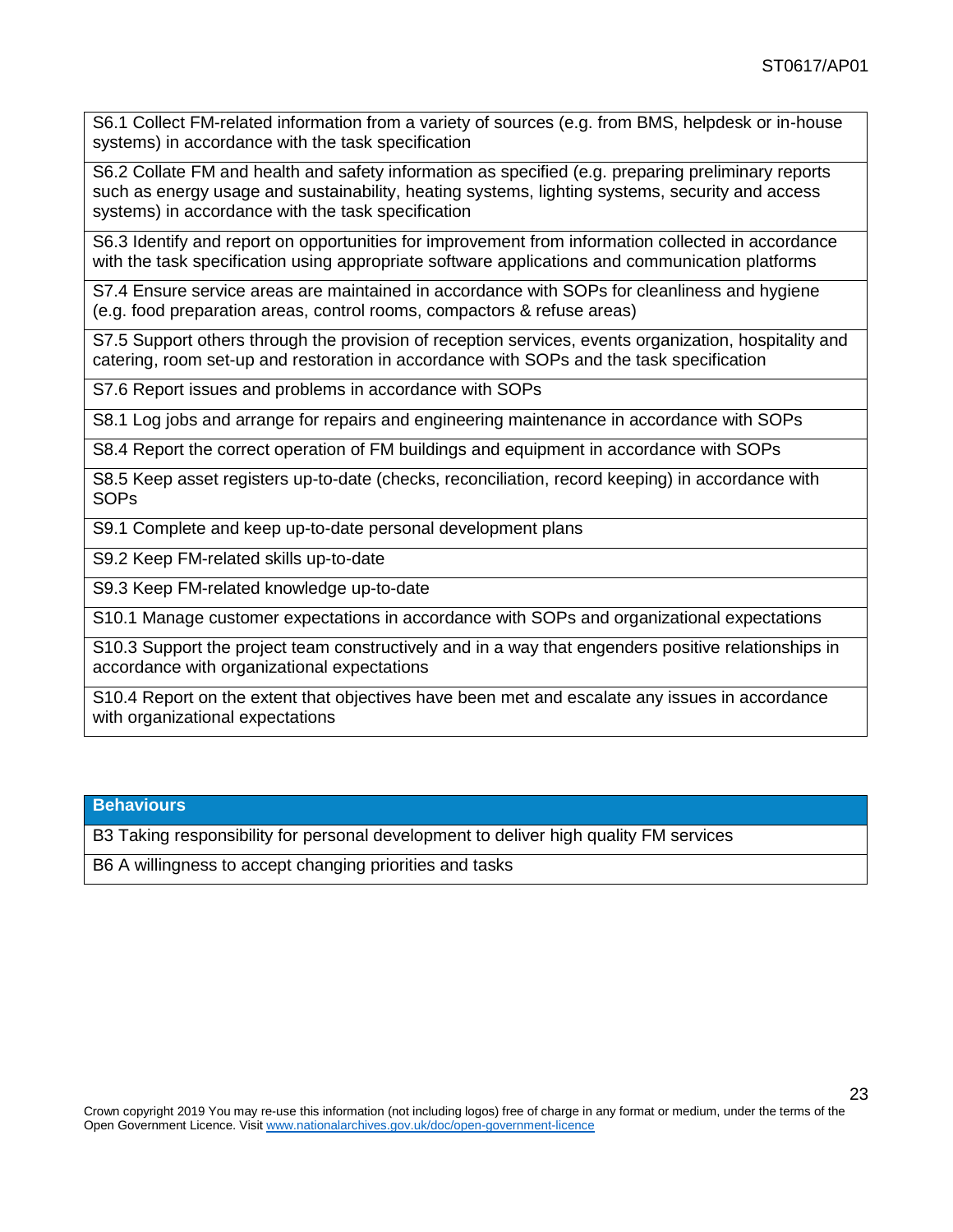| |
|---|
| S6.1 Collect FM-related information from a variety of sources (e.g. from BMS, helpdesk or in-house systems) in accordance with the task specification |
| S6.2 Collate FM and health and safety information as specified (e.g. preparing preliminary reports such as energy usage and sustainability, heating systems, lighting systems, security and access systems) in accordance with the task specification |
| S6.3 Identify and report on opportunities for improvement from information collected in accordance with the task specification using appropriate software applications and communication platforms |
| S7.4 Ensure service areas are maintained in accordance with SOPs for cleanliness and hygiene (e.g. food preparation areas, control rooms, compactors & refuse areas) |
| S7.5 Support others through the provision of reception services, events organization, hospitality and catering, room set-up and restoration in accordance with SOPs and the task specification |
| S7.6 Report issues and problems in accordance with SOPs |
| S8.1 Log jobs and arrange for repairs and engineering maintenance in accordance with SOPs |
| S8.4 Report the correct operation of FM buildings and equipment in accordance with SOPs |
| S8.5 Keep asset registers up-to-date (checks, reconciliation, record keeping) in accordance with SOPs |
| S9.1 Complete and keep up-to-date personal development plans |
| S9.2 Keep FM-related skills up-to-date |
| S9.3 Keep FM-related knowledge up-to-date |
| S10.1 Manage customer expectations in accordance with SOPs and organizational expectations |
| S10.3 Support the project team constructively and in a way that engenders positive relationships in accordance with organizational expectations |
| S10.4 Report on the extent that objectives have been met and escalate any issues in accordance with organizational expectations |

| **Behaviours** |
|---|
| B3 Taking responsibility for personal development to deliver high quality FM services |
| B6 A willingness to accept changing priorities and tasks |

Crown copyright 2019 You may re-use this information (not including logos) free of charge in any format or medium, under the terms of the Open Government Licence. Visit www.nationalarchives.gov.uk/doc/open-government-licence